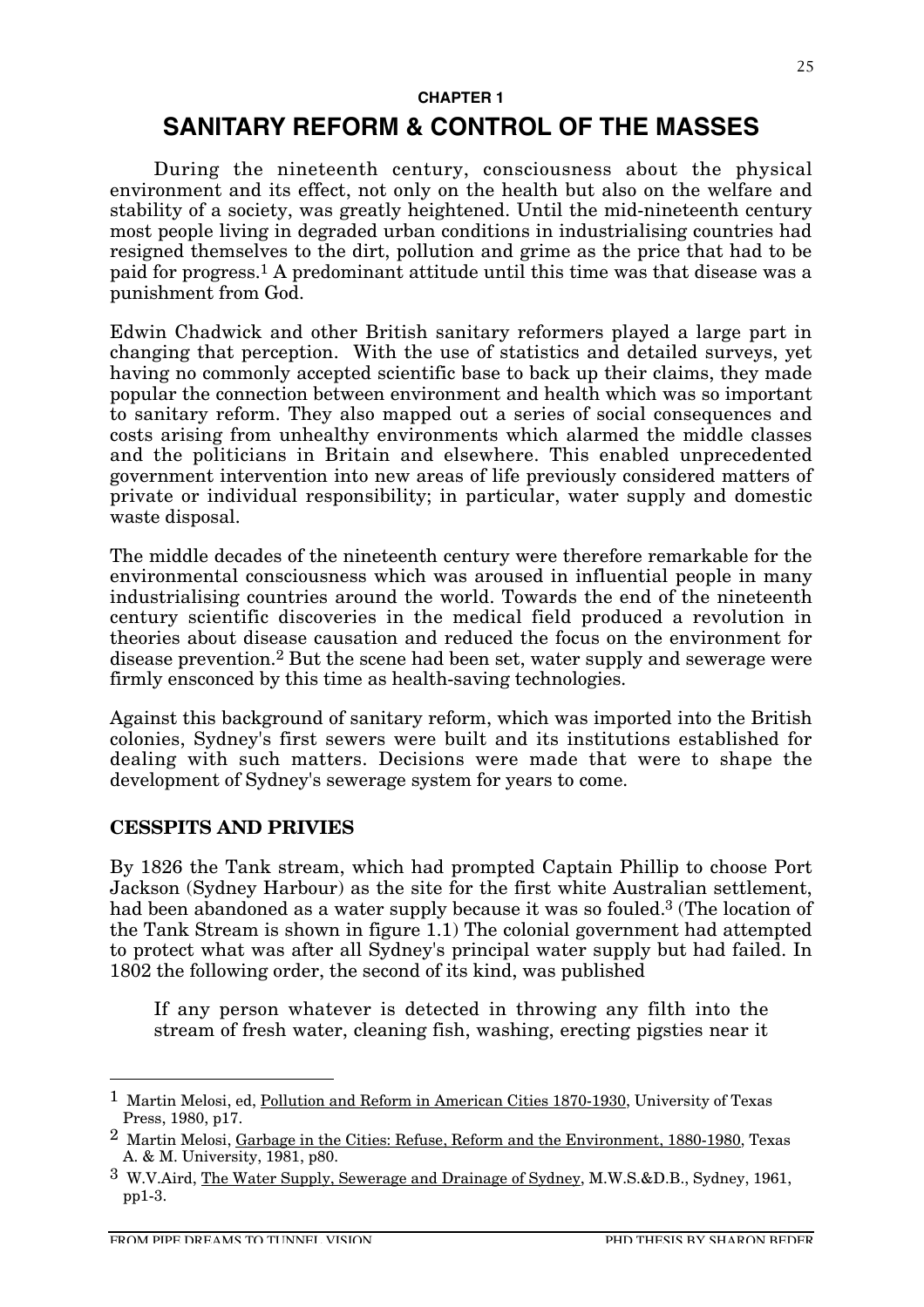**CHAPTER 1**

# SANITARY REFORM & CONTROL OF THE MASSES

During the nineteenth century, consciousness about the physical environment and its effect, not only on the health but also on the welfare and stability of a society, was greatly heightened. Until the mid-nineteenth century most people living in degraded urban conditions in industrialising countries had resigned themselves to the dirt, pollution and grime as the price that had to be paid for progress.[1] A predominant attitude until this time was that disease was a punishment from God.

Edwin Chadwick and other British sanitary reformers played a large part in changing that perception. With the use of statistics and detailed surveys, yet having no commonly accepted scientific base to back up their claims, they made popular the connection between environment and health which was so important to sanitary reform. They also mapped out a series of social consequences and costs arising from unhealthy environments which alarmed the middle classes and the politicians in Britain and elsewhere. This enabled unprecedented government intervention into new areas of life previously considered matters of private or individual responsibility; in particular, water supply and domestic waste disposal.

The middle decades of the nineteenth century were therefore remarkable for the environmental consciousness which was aroused in influential people in many industrialising countries around the world. Towards the end of the nineteenth century scientific discoveries in the medical field produced a revolution in theories about disease causation and reduced the focus on the environment for disease prevention.[2] But the scene had been set, water supply and sewerage were firmly ensconced by this time as health-saving technologies.

Against this background of sanitary reform, which was imported into the British colonies, Sydney's first sewers were built and its institutions established for dealing with such matters. Decisions were made that were to shape the development of Sydney's sewerage system for years to come.

## CESSPITS AND PRIVIES

By 1826 the Tank stream, which had prompted Captain Phillip to choose Port Jackson (Sydney Harbour) as the site for the first white Australian settlement, had been abandoned as a water supply because it was so fouled.[3] (The location of the Tank Stream is shown in figure 1.1) The colonial government had attempted to protect what was after all Sydney's principal water supply but had failed. In 1802 the following order, the second of its kind, was published

> If any person whatever is detected in throwing any filth into the stream of fresh water, cleaning fish, washing, erecting pigsties near it

---

[1] Martin Melosi, ed, Pollution and Reform in American Cities 1870-1930, University of Texas Press, 1980, p17.

[2] Martin Melosi, Garbage in the Cities: Refuse, Reform and the Environment, 1880-1980, Texas A. & M. University, 1981, p80.

[3] W.V.Aird, The Water Supply, Sewerage and Drainage of Sydney, M.W.S.&D.B., Sydney, 1961, pp1-3.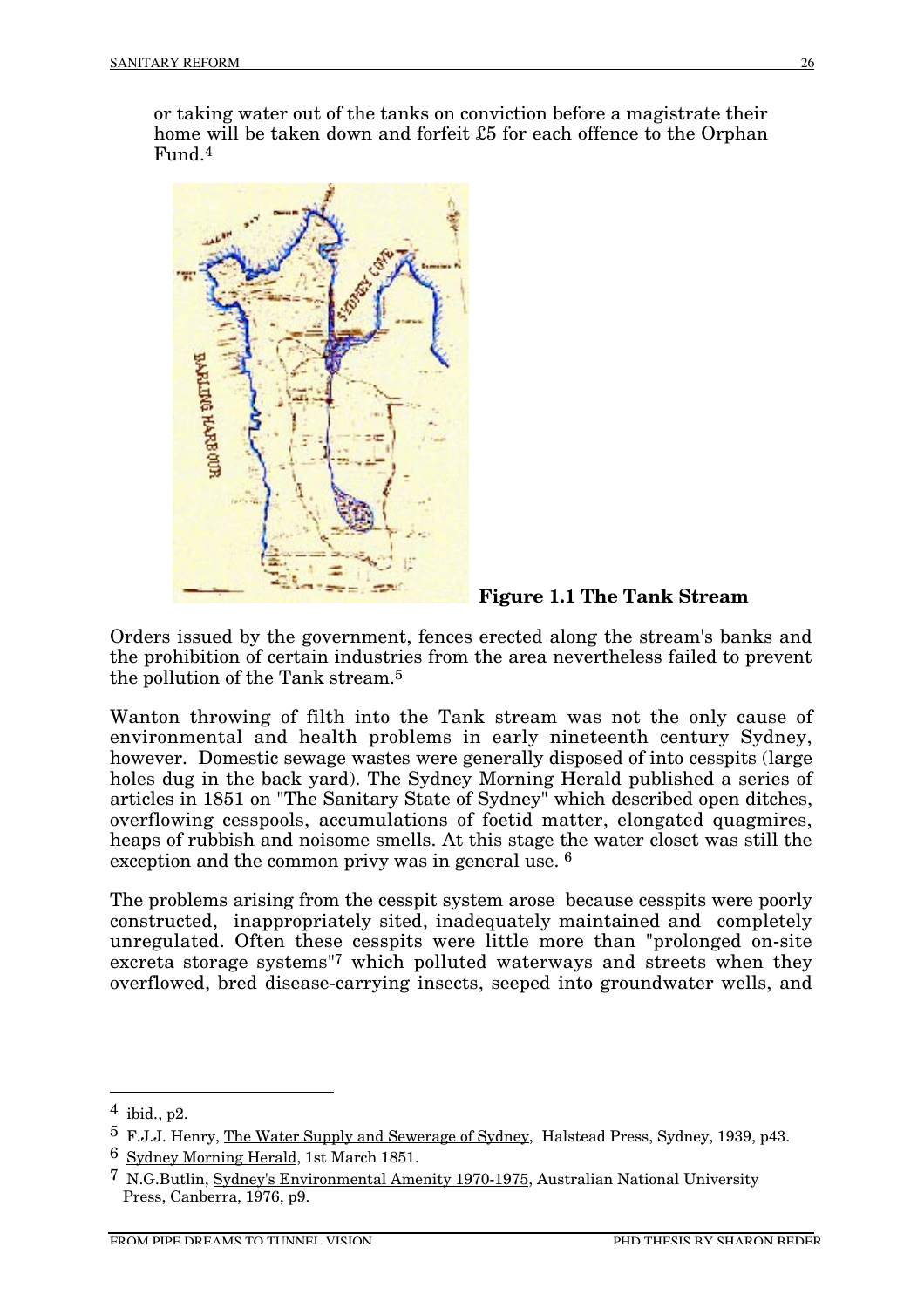or taking water out of the tanks on conviction before a magistrate their home will be taken down and forfeit £5 for each offence to the Orphan Fund.[4]

**Figure 1.1 The Tank Stream**

Orders issued by the government, fences erected along the stream's banks and the prohibition of certain industries from the area nevertheless failed to prevent the pollution of the Tank stream.[5]

Wanton throwing of filth into the Tank stream was not the only cause of environmental and health problems in early nineteenth century Sydney, however. Domestic sewage wastes were generally disposed of into cesspits (large holes dug in the back yard). The Sydney Morning Herald published a series of articles in 1851 on "The Sanitary State of Sydney" which described open ditches, overflowing cesspools, accumulations of foetid matter, elongated quagmires, heaps of rubbish and noisome smells. At this stage the water closet was still the exception and the common privy was in general use. [6]

The problems arising from the cesspit system arose because cesspits were poorly constructed, inappropriately sited, inadequately maintained and completely unregulated. Often these cesspits were little more than "prolonged on-site excreta storage systems"[7] which polluted waterways and streets when they overflowed, bred disease-carrying insects, seeped into groundwater wells, and

---

[4] ibid., p2.

[5] F.J.J. Henry, The Water Supply and Sewerage of Sydney, Halstead Press, Sydney, 1939, p43.

[6] Sydney Morning Herald, 1st March 1851.

[7] N.G.Butlin, Sydney's Environmental Amenity 1970-1975, Australian National University Press, Canberra, 1976, p9.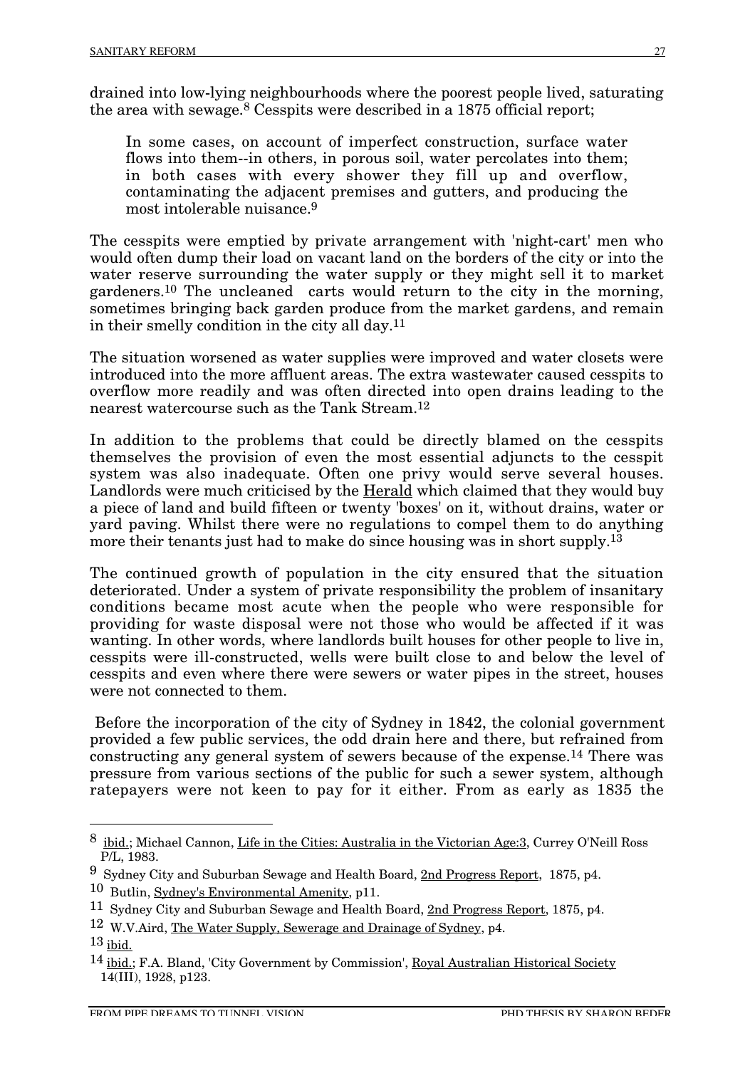drained into low-lying neighbourhoods where the poorest people lived, saturating the area with sewage.[8] Cesspits were described in a 1875 official report;

> In some cases, on account of imperfect construction, surface water flows into them--in others, in porous soil, water percolates into them; in both cases with every shower they fill up and overflow, contaminating the adjacent premises and gutters, and producing the most intolerable nuisance.[9]

The cesspits were emptied by private arrangement with 'night-cart' men who would often dump their load on vacant land on the borders of the city or into the water reserve surrounding the water supply or they might sell it to market gardeners.[10] The uncleaned carts would return to the city in the morning, sometimes bringing back garden produce from the market gardens, and remain in their smelly condition in the city all day.[11]

The situation worsened as water supplies were improved and water closets were introduced into the more affluent areas. The extra wastewater caused cesspits to overflow more readily and was often directed into open drains leading to the nearest watercourse such as the Tank Stream.[12]

In addition to the problems that could be directly blamed on the cesspits themselves the provision of even the most essential adjuncts to the cesspit system was also inadequate. Often one privy would serve several houses. Landlords were much criticised by the Herald which claimed that they would buy a piece of land and build fifteen or twenty 'boxes' on it, without drains, water or yard paving. Whilst there were no regulations to compel them to do anything more their tenants just had to make do since housing was in short supply.[13]

The continued growth of population in the city ensured that the situation deteriorated. Under a system of private responsibility the problem of insanitary conditions became most acute when the people who were responsible for providing for waste disposal were not those who would be affected if it was wanting. In other words, where landlords built houses for other people to live in, cesspits were ill-constructed, wells were built close to and below the level of cesspits and even where there were sewers or water pipes in the street, houses were not connected to them.

Before the incorporation of the city of Sydney in 1842, the colonial government provided a few public services, the odd drain here and there, but refrained from constructing any general system of sewers because of the expense.[14] There was pressure from various sections of the public for such a sewer system, although ratepayers were not keen to pay for it either. From as early as 1835 the

---

[8] ibid.; Michael Cannon, Life in the Cities: Australia in the Victorian Age:3, Currey O'Neill Ross P/L, 1983.

[9] Sydney City and Suburban Sewage and Health Board, 2nd Progress Report, 1875, p4.

[10] Butlin, Sydney's Environmental Amenity, p11.

[11] Sydney City and Suburban Sewage and Health Board, 2nd Progress Report, 1875, p4.

[12] W.V.Aird, The Water Supply, Sewerage and Drainage of Sydney, p4.

[13] ibid.

[14] ibid.; F.A. Bland, 'City Government by Commission', Royal Australian Historical Society 14(III), 1928, p123.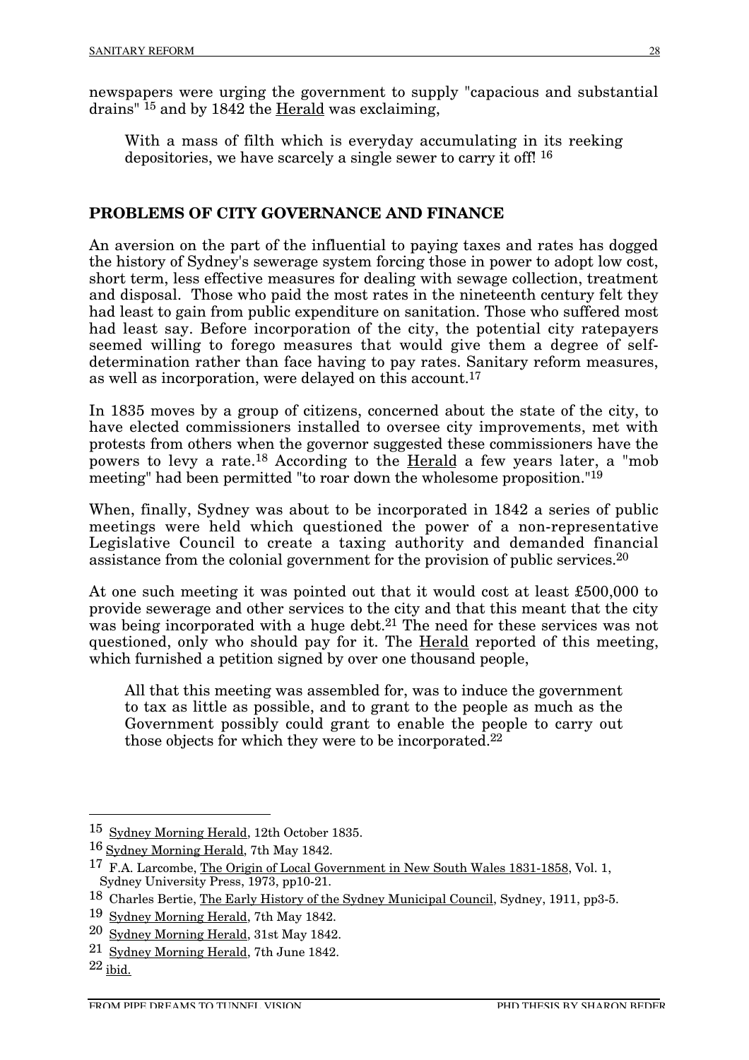newspapers were urging the government to supply "capacious and substantial drains" [15] and by 1842 the Herald was exclaiming,

> With a mass of filth which is everyday accumulating in its reeking depositories, we have scarcely a single sewer to carry it off! [16]

## PROBLEMS OF CITY GOVERNANCE AND FINANCE

An aversion on the part of the influential to paying taxes and rates has dogged the history of Sydney's sewerage system forcing those in power to adopt low cost, short term, less effective measures for dealing with sewage collection, treatment and disposal. Those who paid the most rates in the nineteenth century felt they had least to gain from public expenditure on sanitation. Those who suffered most had least say. Before incorporation of the city, the potential city ratepayers seemed willing to forego measures that would give them a degree of self-determination rather than face having to pay rates. Sanitary reform measures, as well as incorporation, were delayed on this account.[17]

In 1835 moves by a group of citizens, concerned about the state of the city, to have elected commissioners installed to oversee city improvements, met with protests from others when the governor suggested these commissioners have the powers to levy a rate.[18] According to the Herald a few years later, a "mob meeting" had been permitted "to roar down the wholesome proposition."[19]

When, finally, Sydney was about to be incorporated in 1842 a series of public meetings were held which questioned the power of a non-representative Legislative Council to create a taxing authority and demanded financial assistance from the colonial government for the provision of public services.[20]

At one such meeting it was pointed out that it would cost at least £500,000 to provide sewerage and other services to the city and that this meant that the city was being incorporated with a huge debt.[21] The need for these services was not questioned, only who should pay for it. The Herald reported of this meeting, which furnished a petition signed by over one thousand people,

> All that this meeting was assembled for, was to induce the government to tax as little as possible, and to grant to the people as much as the Government possibly could grant to enable the people to carry out those objects for which they were to be incorporated.[22]

---

[15] Sydney Morning Herald, 12th October 1835.

[16] Sydney Morning Herald, 7th May 1842.

[17] F.A. Larcombe, The Origin of Local Government in New South Wales 1831-1858, Vol. 1, Sydney University Press, 1973, pp10-21.

[18] Charles Bertie, The Early History of the Sydney Municipal Council, Sydney, 1911, pp3-5.

[19] Sydney Morning Herald, 7th May 1842.

[20] Sydney Morning Herald, 31st May 1842.

[21] Sydney Morning Herald, 7th June 1842.

[22] ibid.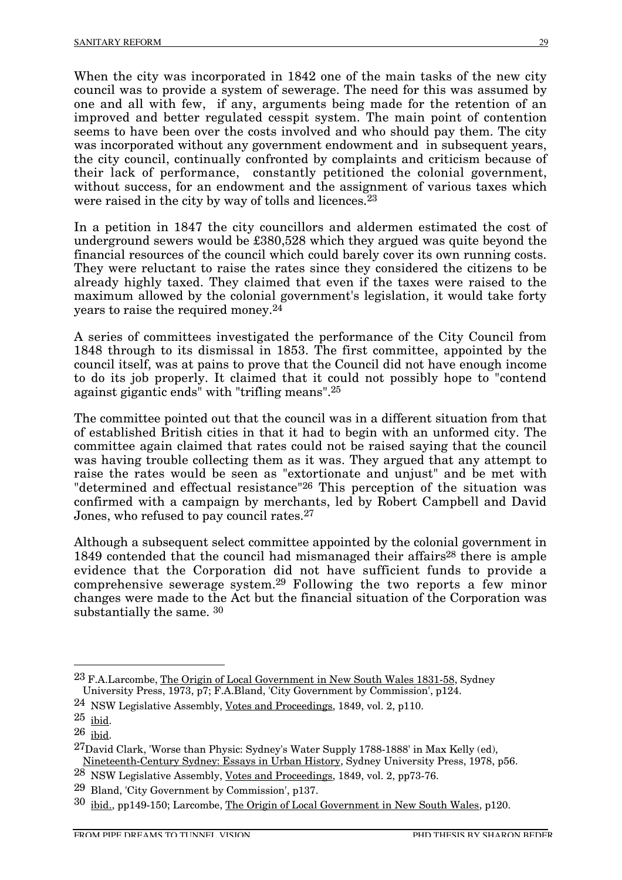When the city was incorporated in 1842 one of the main tasks of the new city council was to provide a system of sewerage. The need for this was assumed by one and all with few, if any, arguments being made for the retention of an improved and better regulated cesspit system. The main point of contention seems to have been over the costs involved and who should pay them. The city was incorporated without any government endowment and in subsequent years, the city council, continually confronted by complaints and criticism because of their lack of performance, constantly petitioned the colonial government, without success, for an endowment and the assignment of various taxes which were raised in the city by way of tolls and licences.[23]

In a petition in 1847 the city councillors and aldermen estimated the cost of underground sewers would be £380,528 which they argued was quite beyond the financial resources of the council which could barely cover its own running costs. They were reluctant to raise the rates since they considered the citizens to be already highly taxed. They claimed that even if the taxes were raised to the maximum allowed by the colonial government's legislation, it would take forty years to raise the required money.[24]

A series of committees investigated the performance of the City Council from 1848 through to its dismissal in 1853. The first committee, appointed by the council itself, was at pains to prove that the Council did not have enough income to do its job properly. It claimed that it could not possibly hope to "contend against gigantic ends" with "trifling means".[25]

The committee pointed out that the council was in a different situation from that of established British cities in that it had to begin with an unformed city. The committee again claimed that rates could not be raised saying that the council was having trouble collecting them as it was. They argued that any attempt to raise the rates would be seen as "extortionate and unjust" and be met with "determined and effectual resistance"[26] This perception of the situation was confirmed with a campaign by merchants, led by Robert Campbell and David Jones, who refused to pay council rates.[27]

Although a subsequent select committee appointed by the colonial government in 1849 contended that the council had mismanaged their affairs[28] there is ample evidence that the Corporation did not have sufficient funds to provide a comprehensive sewerage system.[29] Following the two reports a few minor changes were made to the Act but the financial situation of the Corporation was substantially the same. [30]

---

[23] F.A.Larcombe, The Origin of Local Government in New South Wales 1831-58, Sydney University Press, 1973, p7; F.A.Bland, 'City Government by Commission', p124.

[24] NSW Legislative Assembly, Votes and Proceedings, 1849, vol. 2, p110.

[25] ibid.

[26] ibid.

[27] David Clark, 'Worse than Physic: Sydney's Water Supply 1788-1888' in Max Kelly (ed), Nineteenth-Century Sydney: Essays in Urban History, Sydney University Press, 1978, p56.

[28] NSW Legislative Assembly, Votes and Proceedings, 1849, vol. 2, pp73-76.

[29] Bland, 'City Government by Commission', p137.

[30] ibid., pp149-150; Larcombe, The Origin of Local Government in New South Wales, p120.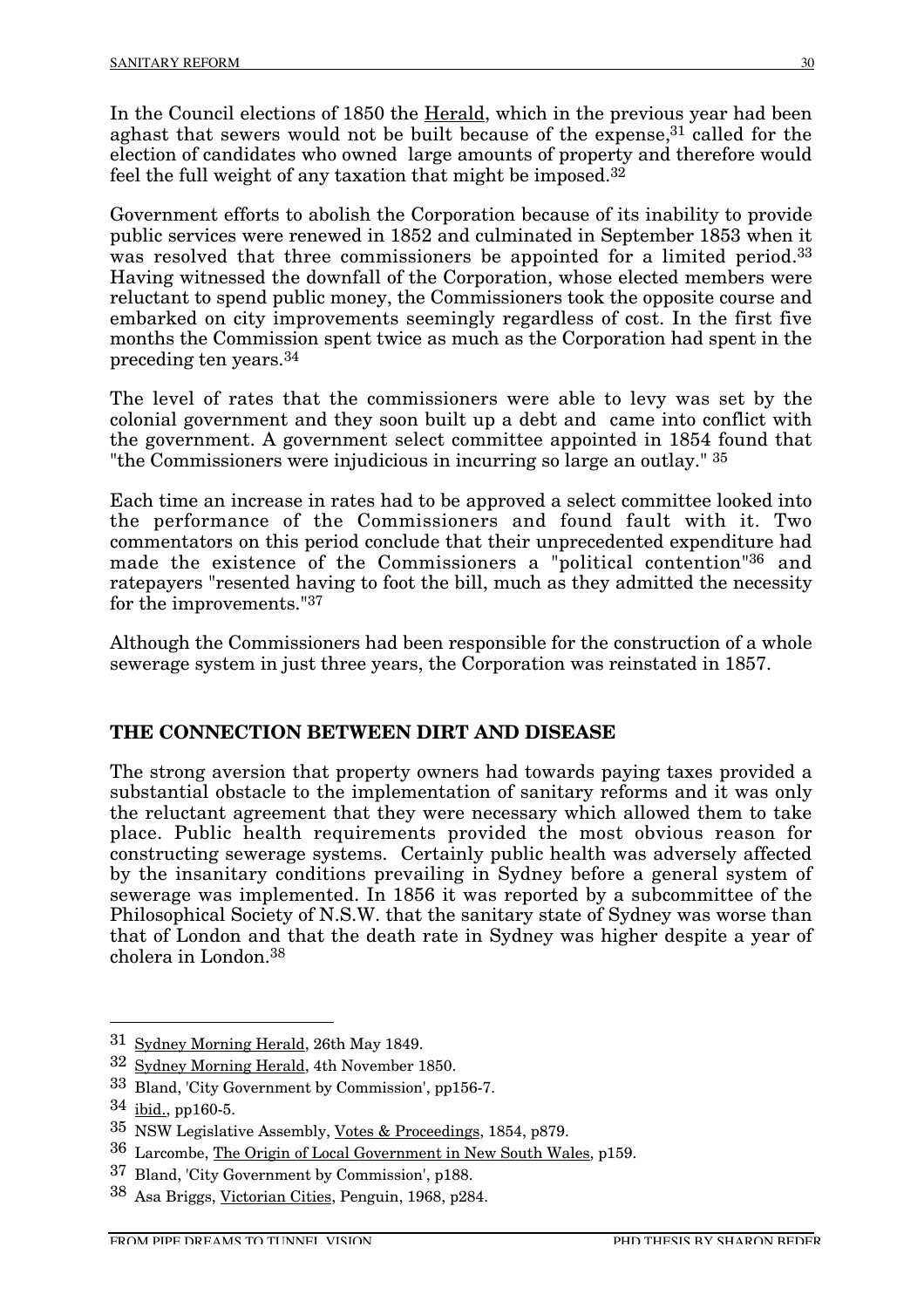In the Council elections of 1850 the Herald, which in the previous year had been aghast that sewers would not be built because of the expense,[31] called for the election of candidates who owned large amounts of property and therefore would feel the full weight of any taxation that might be imposed.[32]

Government efforts to abolish the Corporation because of its inability to provide public services were renewed in 1852 and culminated in September 1853 when it was resolved that three commissioners be appointed for a limited period.[33] Having witnessed the downfall of the Corporation, whose elected members were reluctant to spend public money, the Commissioners took the opposite course and embarked on city improvements seemingly regardless of cost. In the first five months the Commission spent twice as much as the Corporation had spent in the preceding ten years.[34]

The level of rates that the commissioners were able to levy was set by the colonial government and they soon built up a debt and came into conflict with the government. A government select committee appointed in 1854 found that "the Commissioners were injudicious in incurring so large an outlay." [35]

Each time an increase in rates had to be approved a select committee looked into the performance of the Commissioners and found fault with it. Two commentators on this period conclude that their unprecedented expenditure had made the existence of the Commissioners a "political contention"[36] and ratepayers "resented having to foot the bill, much as they admitted the necessity for the improvements."[37]

Although the Commissioners had been responsible for the construction of a whole sewerage system in just three years, the Corporation was reinstated in 1857.

## THE CONNECTION BETWEEN DIRT AND DISEASE

The strong aversion that property owners had towards paying taxes provided a substantial obstacle to the implementation of sanitary reforms and it was only the reluctant agreement that they were necessary which allowed them to take place. Public health requirements provided the most obvious reason for constructing sewerage systems. Certainly public health was adversely affected by the insanitary conditions prevailing in Sydney before a general system of sewerage was implemented. In 1856 it was reported by a subcommittee of the Philosophical Society of N.S.W. that the sanitary state of Sydney was worse than that of London and that the death rate in Sydney was higher despite a year of cholera in London.[38]

---

[31] Sydney Morning Herald, 26th May 1849.

[32] Sydney Morning Herald, 4th November 1850.

[33] Bland, 'City Government by Commission', pp156-7.

[34] ibid., pp160-5.

[35] NSW Legislative Assembly, Votes & Proceedings, 1854, p879.

[36] Larcombe, The Origin of Local Government in New South Wales, p159.

[37] Bland, 'City Government by Commission', p188.

[38] Asa Briggs, Victorian Cities, Penguin, 1968, p284.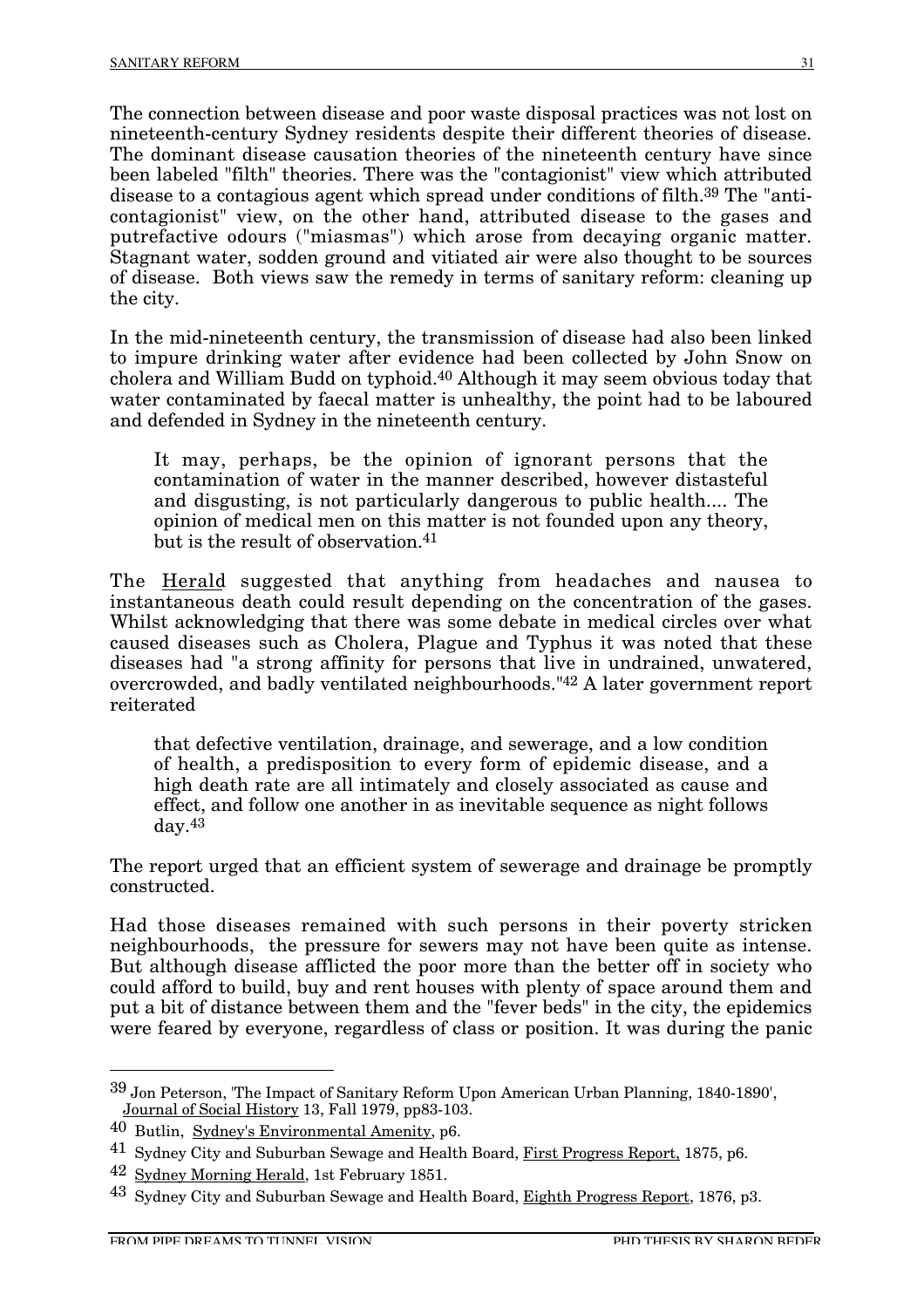The connection between disease and poor waste disposal practices was not lost on nineteenth-century Sydney residents despite their different theories of disease. The dominant disease causation theories of the nineteenth century have since been labeled "filth" theories. There was the "contagionist" view which attributed disease to a contagious agent which spread under conditions of filth.[39] The "anti-contagionist" view, on the other hand, attributed disease to the gases and putrefactive odours ("miasmas") which arose from decaying organic matter. Stagnant water, sodden ground and vitiated air were also thought to be sources of disease. Both views saw the remedy in terms of sanitary reform: cleaning up the city.

In the mid-nineteenth century, the transmission of disease had also been linked to impure drinking water after evidence had been collected by John Snow on cholera and William Budd on typhoid.[40] Although it may seem obvious today that water contaminated by faecal matter is unhealthy, the point had to be laboured and defended in Sydney in the nineteenth century.

> It may, perhaps, be the opinion of ignorant persons that the contamination of water in the manner described, however distasteful and disgusting, is not particularly dangerous to public health.... The opinion of medical men on this matter is not founded upon any theory, but is the result of observation.[41]

The Herald suggested that anything from headaches and nausea to instantaneous death could result depending on the concentration of the gases. Whilst acknowledging that there was some debate in medical circles over what caused diseases such as Cholera, Plague and Typhus it was noted that these diseases had "a strong affinity for persons that live in undrained, unwatered, overcrowded, and badly ventilated neighbourhoods."[42] A later government report reiterated

> that defective ventilation, drainage, and sewerage, and a low condition of health, a predisposition to every form of epidemic disease, and a high death rate are all intimately and closely associated as cause and effect, and follow one another in as inevitable sequence as night follows day.[43]

The report urged that an efficient system of sewerage and drainage be promptly constructed.

Had those diseases remained with such persons in their poverty stricken neighbourhoods, the pressure for sewers may not have been quite as intense. But although disease afflicted the poor more than the better off in society who could afford to build, buy and rent houses with plenty of space around them and put a bit of distance between them and the "fever beds" in the city, the epidemics were feared by everyone, regardless of class or position. It was during the panic

---

[39] Jon Peterson, 'The Impact of Sanitary Reform Upon American Urban Planning, 1840-1890', Journal of Social History 13, Fall 1979, pp83-103.

[40] Butlin, Sydney's Environmental Amenity, p6.

[41] Sydney City and Suburban Sewage and Health Board, First Progress Report, 1875, p6.

[42] Sydney Morning Herald, 1st February 1851.

[43] Sydney City and Suburban Sewage and Health Board, Eighth Progress Report, 1876, p3.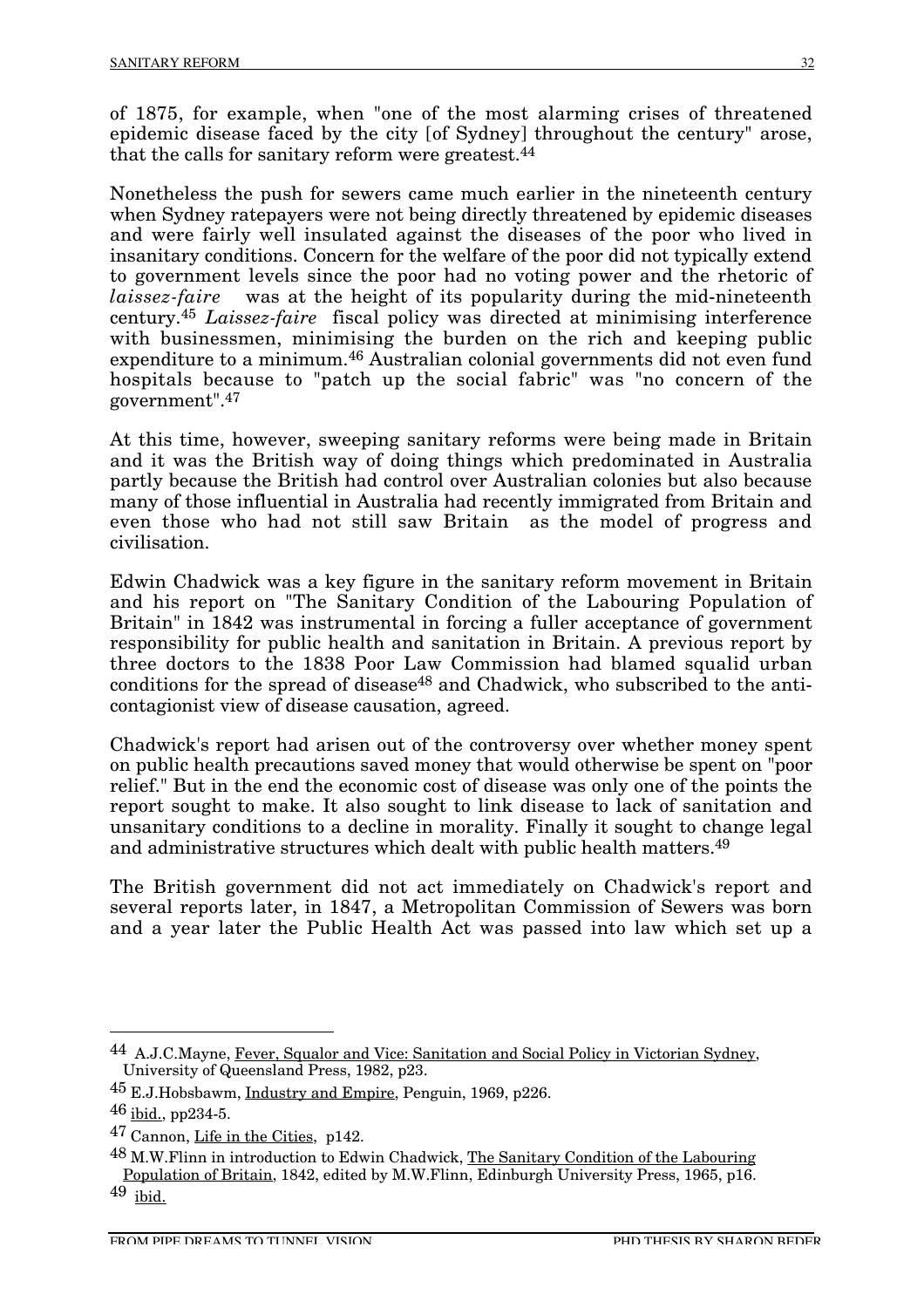of 1875, for example, when "one of the most alarming crises of threatened epidemic disease faced by the city [of Sydney] throughout the century" arose, that the calls for sanitary reform were greatest.[44]

Nonetheless the push for sewers came much earlier in the nineteenth century when Sydney ratepayers were not being directly threatened by epidemic diseases and were fairly well insulated against the diseases of the poor who lived in insanitary conditions. Concern for the welfare of the poor did not typically extend to government levels since the poor had no voting power and the rhetoric of *laissez-faire* was at the height of its popularity during the mid-nineteenth century.[45] *Laissez-faire* fiscal policy was directed at minimising interference with businessmen, minimising the burden on the rich and keeping public expenditure to a minimum.[46] Australian colonial governments did not even fund hospitals because to "patch up the social fabric" was "no concern of the government".[47]

At this time, however, sweeping sanitary reforms were being made in Britain and it was the British way of doing things which predominated in Australia partly because the British had control over Australian colonies but also because many of those influential in Australia had recently immigrated from Britain and even those who had not still saw Britain as the model of progress and civilisation.

Edwin Chadwick was a key figure in the sanitary reform movement in Britain and his report on "The Sanitary Condition of the Labouring Population of Britain" in 1842 was instrumental in forcing a fuller acceptance of government responsibility for public health and sanitation in Britain. A previous report by three doctors to the 1838 Poor Law Commission had blamed squalid urban conditions for the spread of disease[48] and Chadwick, who subscribed to the anti-contagionist view of disease causation, agreed.

Chadwick's report had arisen out of the controversy over whether money spent on public health precautions saved money that would otherwise be spent on "poor relief." But in the end the economic cost of disease was only one of the points the report sought to make. It also sought to link disease to lack of sanitation and unsanitary conditions to a decline in morality. Finally it sought to change legal and administrative structures which dealt with public health matters.[49]

The British government did not act immediately on Chadwick's report and several reports later, in 1847, a Metropolitan Commission of Sewers was born and a year later the Public Health Act was passed into law which set up a

---

[44] A.J.C.Mayne, Fever, Squalor and Vice: Sanitation and Social Policy in Victorian Sydney, University of Queensland Press, 1982, p23.

[45] E.J.Hobsbawm, Industry and Empire, Penguin, 1969, p226.

[46] ibid., pp234-5.

[47] Cannon, Life in the Cities, p142.

[48] M.W.Flinn in introduction to Edwin Chadwick, The Sanitary Condition of the Labouring Population of Britain, 1842, edited by M.W.Flinn, Edinburgh University Press, 1965, p16.

[49] ibid.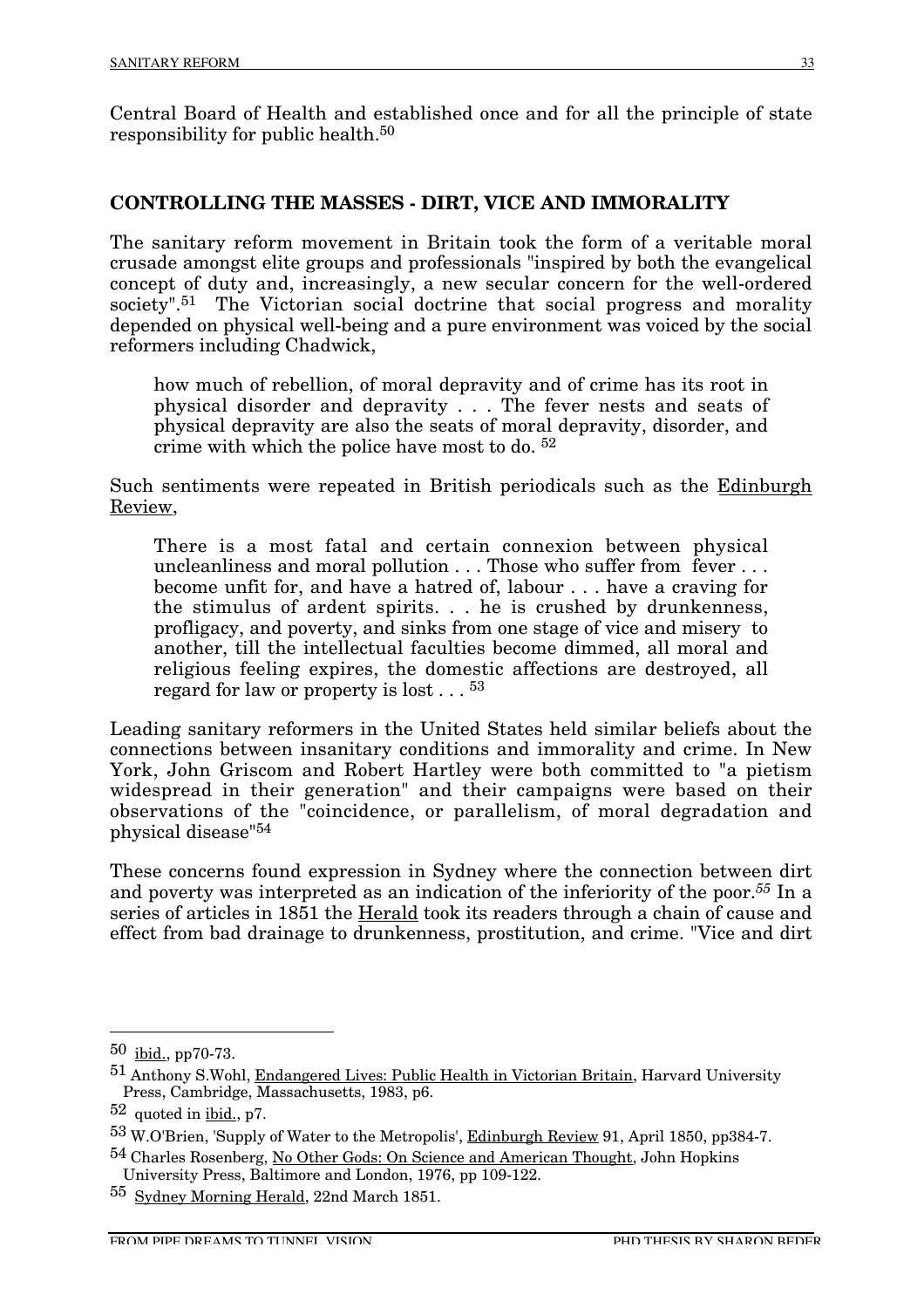Central Board of Health and established once and for all the principle of state responsibility for public health.[50]

## CONTROLLING THE MASSES - DIRT, VICE AND IMMORALITY

The sanitary reform movement in Britain took the form of a veritable moral crusade amongst elite groups and professionals "inspired by both the evangelical concept of duty and, increasingly, a new secular concern for the well-ordered society".[51] The Victorian social doctrine that social progress and morality depended on physical well-being and a pure environment was voiced by the social reformers including Chadwick,

> how much of rebellion, of moral depravity and of crime has its root in physical disorder and depravity . . . The fever nests and seats of physical depravity are also the seats of moral depravity, disorder, and crime with which the police have most to do. [52]

Such sentiments were repeated in British periodicals such as the Edinburgh Review,

> There is a most fatal and certain connexion between physical uncleanliness and moral pollution . . . Those who suffer from fever . . . become unfit for, and have a hatred of, labour . . . have a craving for the stimulus of ardent spirits. . . he is crushed by drunkenness, profligacy, and poverty, and sinks from one stage of vice and misery to another, till the intellectual faculties become dimmed, all moral and religious feeling expires, the domestic affections are destroyed, all regard for law or property is lost . . . [53]

Leading sanitary reformers in the United States held similar beliefs about the connections between insanitary conditions and immorality and crime. In New York, John Griscom and Robert Hartley were both committed to "a pietism widespread in their generation" and their campaigns were based on their observations of the "coincidence, or parallelism, of moral degradation and physical disease"[54]

These concerns found expression in Sydney where the connection between dirt and poverty was interpreted as an indication of the inferiority of the poor.[55] In a series of articles in 1851 the Herald took its readers through a chain of cause and effect from bad drainage to drunkenness, prostitution, and crime. "Vice and dirt

---

[50] ibid., pp70-73.

[51] Anthony S.Wohl, Endangered Lives: Public Health in Victorian Britain, Harvard University Press, Cambridge, Massachusetts, 1983, p6.

[52] quoted in ibid., p7.

[53] W.O'Brien, 'Supply of Water to the Metropolis', Edinburgh Review 91, April 1850, pp384-7.

[54] Charles Rosenberg, No Other Gods: On Science and American Thought, John Hopkins University Press, Baltimore and London, 1976, pp 109-122.

[55] Sydney Morning Herald, 22nd March 1851.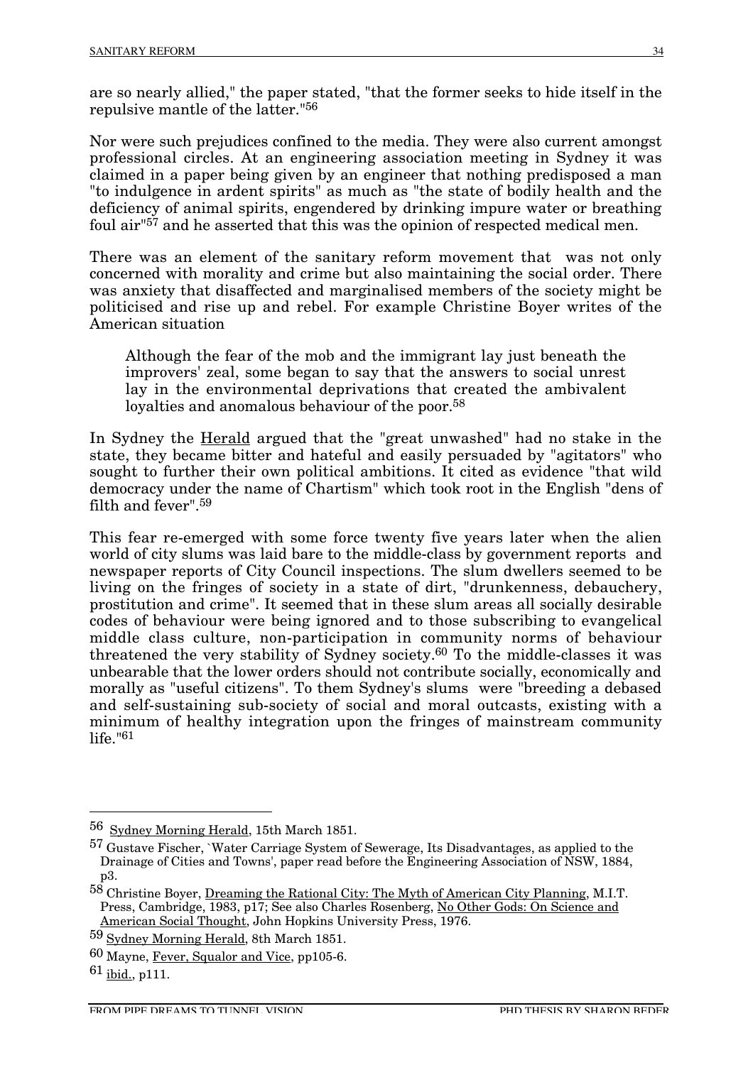are so nearly allied," the paper stated, "that the former seeks to hide itself in the repulsive mantle of the latter."[56]

Nor were such prejudices confined to the media. They were also current amongst professional circles. At an engineering association meeting in Sydney it was claimed in a paper being given by an engineer that nothing predisposed a man "to indulgence in ardent spirits" as much as "the state of bodily health and the deficiency of animal spirits, engendered by drinking impure water or breathing foul air"[57] and he asserted that this was the opinion of respected medical men.

There was an element of the sanitary reform movement that was not only concerned with morality and crime but also maintaining the social order. There was anxiety that disaffected and marginalised members of the society might be politicised and rise up and rebel. For example Christine Boyer writes of the American situation

> Although the fear of the mob and the immigrant lay just beneath the improvers' zeal, some began to say that the answers to social unrest lay in the environmental deprivations that created the ambivalent loyalties and anomalous behaviour of the poor.[58]

In Sydney the Herald argued that the "great unwashed" had no stake in the state, they became bitter and hateful and easily persuaded by "agitators" who sought to further their own political ambitions. It cited as evidence "that wild democracy under the name of Chartism" which took root in the English "dens of filth and fever".[59]

This fear re-emerged with some force twenty five years later when the alien world of city slums was laid bare to the middle-class by government reports and newspaper reports of City Council inspections. The slum dwellers seemed to be living on the fringes of society in a state of dirt, "drunkenness, debauchery, prostitution and crime". It seemed that in these slum areas all socially desirable codes of behaviour were being ignored and to those subscribing to evangelical middle class culture, non-participation in community norms of behaviour threatened the very stability of Sydney society.[60] To the middle-classes it was unbearable that the lower orders should not contribute socially, economically and morally as "useful citizens". To them Sydney's slums were "breeding a debased and self-sustaining sub-society of social and moral outcasts, existing with a minimum of healthy integration upon the fringes of mainstream community life."[61]

---

[56] Sydney Morning Herald, 15th March 1851.

[57] Gustave Fischer, `Water Carriage System of Sewerage, Its Disadvantages, as applied to the Drainage of Cities and Towns', paper read before the Engineering Association of NSW, 1884, p3.

[58] Christine Boyer, Dreaming the Rational City: The Myth of American City Planning, M.I.T. Press, Cambridge, 1983, p17; See also Charles Rosenberg, No Other Gods: On Science and American Social Thought, John Hopkins University Press, 1976.

[59] Sydney Morning Herald, 8th March 1851.

[60] Mayne, Fever, Squalor and Vice, pp105-6.

[61] ibid., p111.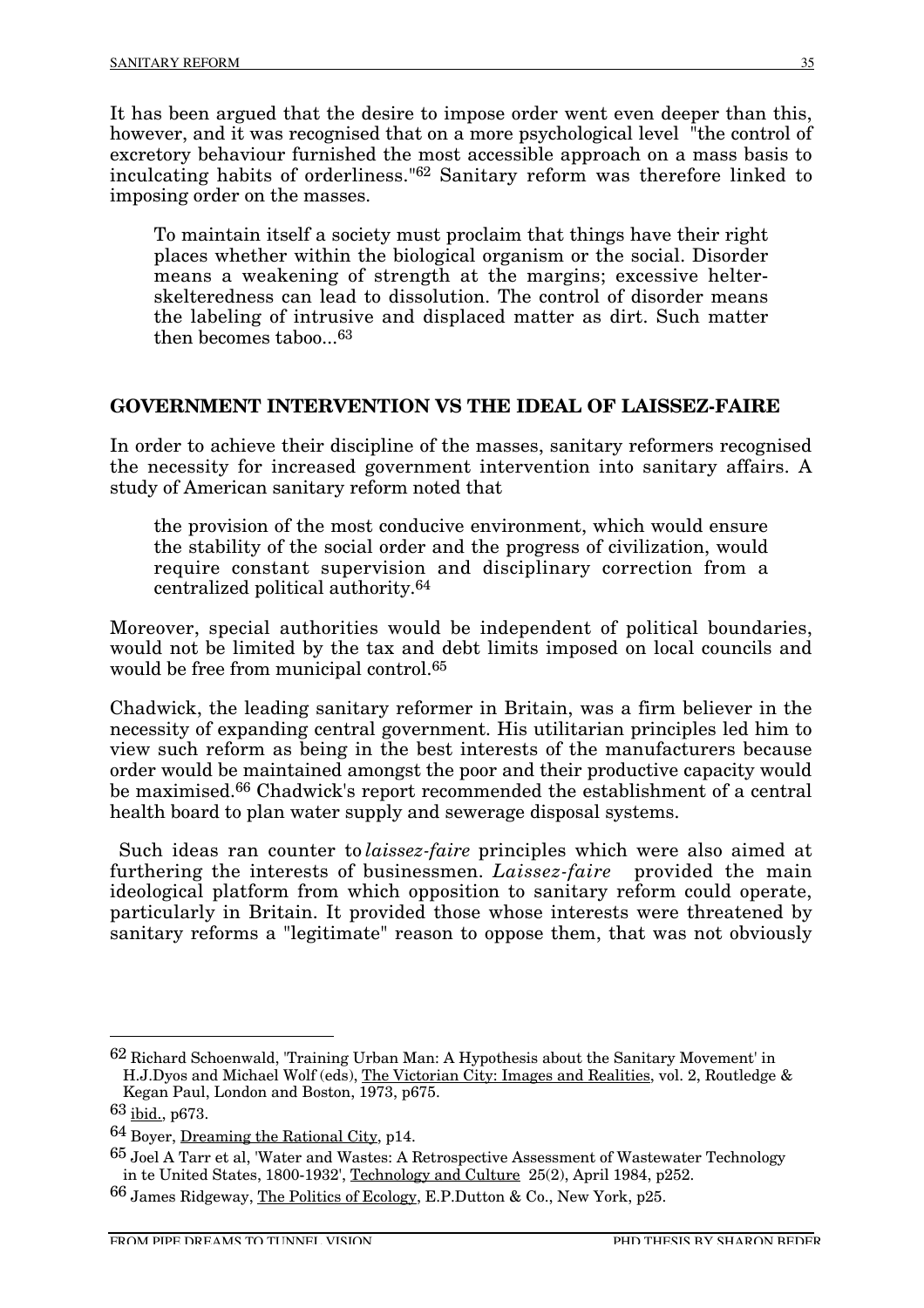It has been argued that the desire to impose order went even deeper than this, however, and it was recognised that on a more psychological level "the control of excretory behaviour furnished the most accessible approach on a mass basis to inculcating habits of orderliness."[62] Sanitary reform was therefore linked to imposing order on the masses.

> To maintain itself a society must proclaim that things have their right places whether within the biological organism or the social. Disorder means a weakening of strength at the margins; excessive helter-skelteredness can lead to dissolution. The control of disorder means the labeling of intrusive and displaced matter as dirt. Such matter then becomes taboo...[63]

## GOVERNMENT INTERVENTION VS THE IDEAL OF LAISSEZ-FAIRE

In order to achieve their discipline of the masses, sanitary reformers recognised the necessity for increased government intervention into sanitary affairs. A study of American sanitary reform noted that

> the provision of the most conducive environment, which would ensure the stability of the social order and the progress of civilization, would require constant supervision and disciplinary correction from a centralized political authority.[64]

Moreover, special authorities would be independent of political boundaries, would not be limited by the tax and debt limits imposed on local councils and would be free from municipal control.[65]

Chadwick, the leading sanitary reformer in Britain, was a firm believer in the necessity of expanding central government. His utilitarian principles led him to view such reform as being in the best interests of the manufacturers because order would be maintained amongst the poor and their productive capacity would be maximised.[66] Chadwick's report recommended the establishment of a central health board to plan water supply and sewerage disposal systems.

Such ideas ran counter to *laissez-faire* principles which were also aimed at furthering the interests of businessmen. *Laissez-faire* provided the main ideological platform from which opposition to sanitary reform could operate, particularly in Britain. It provided those whose interests were threatened by sanitary reforms a "legitimate" reason to oppose them, that was not obviously

---

[62] Richard Schoenwald, 'Training Urban Man: A Hypothesis about the Sanitary Movement' in H.J.Dyos and Michael Wolf (eds), The Victorian City: Images and Realities, vol. 2, Routledge & Kegan Paul, London and Boston, 1973, p675.

[63] ibid., p673.

[64] Boyer, Dreaming the Rational City, p14.

[65] Joel A Tarr et al, 'Water and Wastes: A Retrospective Assessment of Wastewater Technology in te United States, 1800-1932', Technology and Culture 25(2), April 1984, p252.

[66] James Ridgeway, The Politics of Ecology, E.P.Dutton & Co., New York, p25.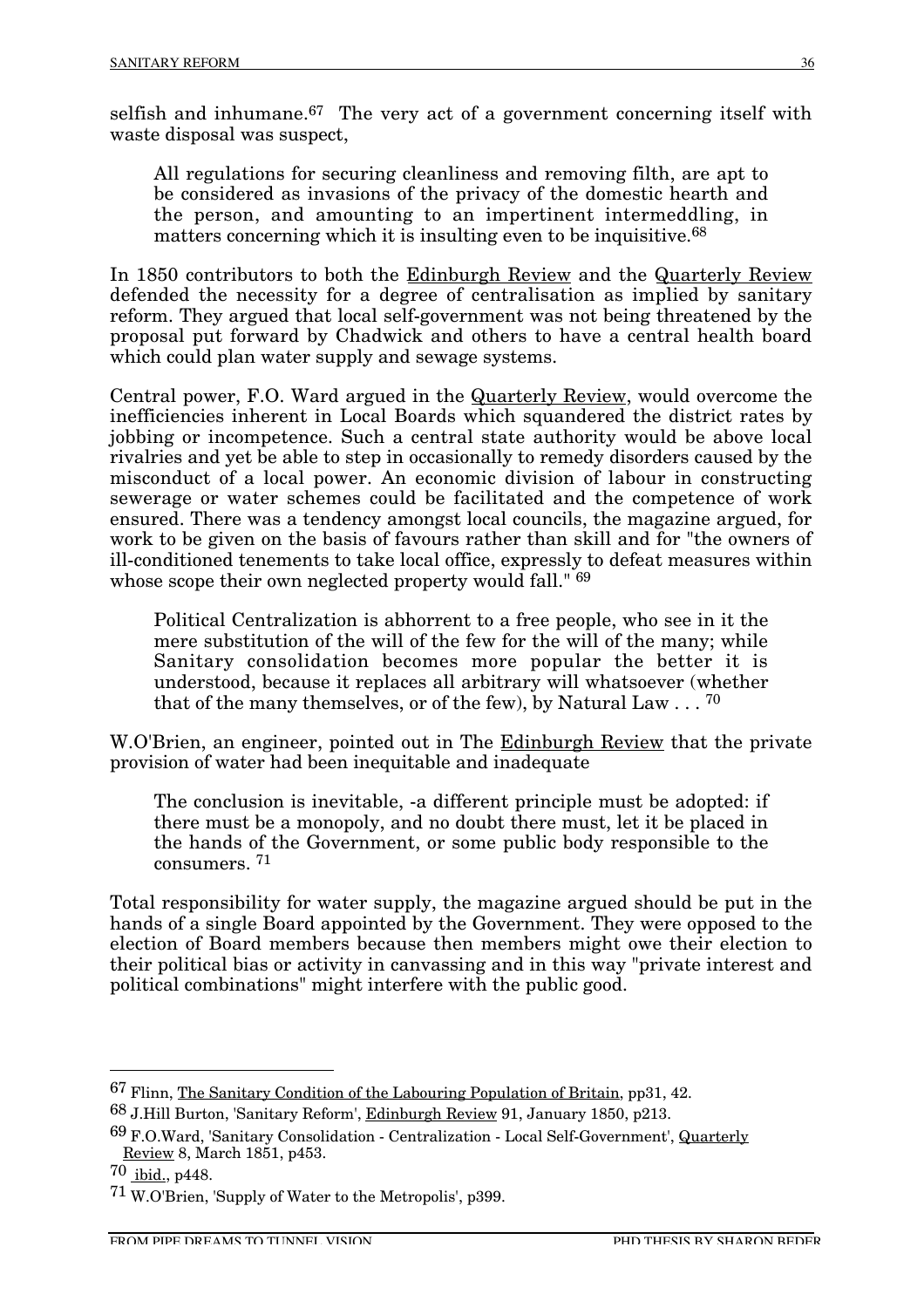selfish and inhumane.[67] The very act of a government concerning itself with waste disposal was suspect,

> All regulations for securing cleanliness and removing filth, are apt to be considered as invasions of the privacy of the domestic hearth and the person, and amounting to an impertinent intermeddling, in matters concerning which it is insulting even to be inquisitive.[68]

In 1850 contributors to both the Edinburgh Review and the Quarterly Review defended the necessity for a degree of centralisation as implied by sanitary reform. They argued that local self-government was not being threatened by the proposal put forward by Chadwick and others to have a central health board which could plan water supply and sewage systems.

Central power, F.O. Ward argued in the Quarterly Review, would overcome the inefficiencies inherent in Local Boards which squandered the district rates by jobbing or incompetence. Such a central state authority would be above local rivalries and yet be able to step in occasionally to remedy disorders caused by the misconduct of a local power. An economic division of labour in constructing sewerage or water schemes could be facilitated and the competence of work ensured. There was a tendency amongst local councils, the magazine argued, for work to be given on the basis of favours rather than skill and for "the owners of ill-conditioned tenements to take local office, expressly to defeat measures within whose scope their own neglected property would fall." [69]

> Political Centralization is abhorrent to a free people, who see in it the mere substitution of the will of the few for the will of the many; while Sanitary consolidation becomes more popular the better it is understood, because it replaces all arbitrary will whatsoever (whether that of the many themselves, or of the few), by Natural Law . . . [70]

W.O'Brien, an engineer, pointed out in The Edinburgh Review that the private provision of water had been inequitable and inadequate

> The conclusion is inevitable, -a different principle must be adopted: if there must be a monopoly, and no doubt there must, let it be placed in the hands of the Government, or some public body responsible to the consumers. [71]

Total responsibility for water supply, the magazine argued should be put in the hands of a single Board appointed by the Government. They were opposed to the election of Board members because then members might owe their election to their political bias or activity in canvassing and in this way "private interest and political combinations" might interfere with the public good.

---

[67] Flinn, The Sanitary Condition of the Labouring Population of Britain, pp31, 42.

[68] J.Hill Burton, 'Sanitary Reform', Edinburgh Review 91, January 1850, p213.

[69] F.O.Ward, 'Sanitary Consolidation - Centralization - Local Self-Government', Quarterly Review 8, March 1851, p453.

[70] ibid., p448.

[71] W.O'Brien, 'Supply of Water to the Metropolis', p399.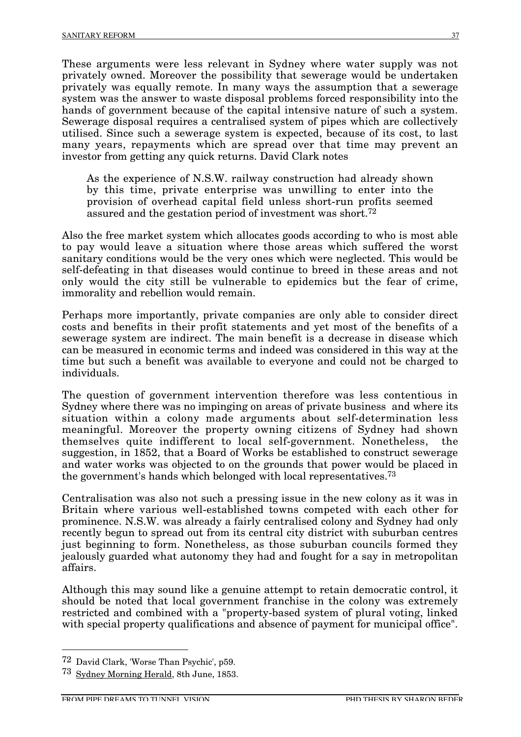These arguments were less relevant in Sydney where water supply was not privately owned. Moreover the possibility that sewerage would be undertaken privately was equally remote. In many ways the assumption that a sewerage system was the answer to waste disposal problems forced responsibility into the hands of government because of the capital intensive nature of such a system. Sewerage disposal requires a centralised system of pipes which are collectively utilised. Since such a sewerage system is expected, because of its cost, to last many years, repayments which are spread over that time may prevent an investor from getting any quick returns. David Clark notes

> As the experience of N.S.W. railway construction had already shown by this time, private enterprise was unwilling to enter into the provision of overhead capital field unless short-run profits seemed assured and the gestation period of investment was short.[72]

Also the free market system which allocates goods according to who is most able to pay would leave a situation where those areas which suffered the worst sanitary conditions would be the very ones which were neglected. This would be self-defeating in that diseases would continue to breed in these areas and not only would the city still be vulnerable to epidemics but the fear of crime, immorality and rebellion would remain.

Perhaps more importantly, private companies are only able to consider direct costs and benefits in their profit statements and yet most of the benefits of a sewerage system are indirect. The main benefit is a decrease in disease which can be measured in economic terms and indeed was considered in this way at the time but such a benefit was available to everyone and could not be charged to individuals.

The question of government intervention therefore was less contentious in Sydney where there was no impinging on areas of private business and where its situation within a colony made arguments about self-determination less meaningful. Moreover the property owning citizens of Sydney had shown themselves quite indifferent to local self-government. Nonetheless, the suggestion, in 1852, that a Board of Works be established to construct sewerage and water works was objected to on the grounds that power would be placed in the government's hands which belonged with local representatives.[73]

Centralisation was also not such a pressing issue in the new colony as it was in Britain where various well-established towns competed with each other for prominence. N.S.W. was already a fairly centralised colony and Sydney had only recently begun to spread out from its central city district with suburban centres just beginning to form. Nonetheless, as those suburban councils formed they jealously guarded what autonomy they had and fought for a say in metropolitan affairs.

Although this may sound like a genuine attempt to retain democratic control, it should be noted that local government franchise in the colony was extremely restricted and combined with a "property-based system of plural voting, linked with special property qualifications and absence of payment for municipal office".

---

72 David Clark, 'Worse Than Psychic', p59.

73 Sydney Morning Herald, 8th June, 1853.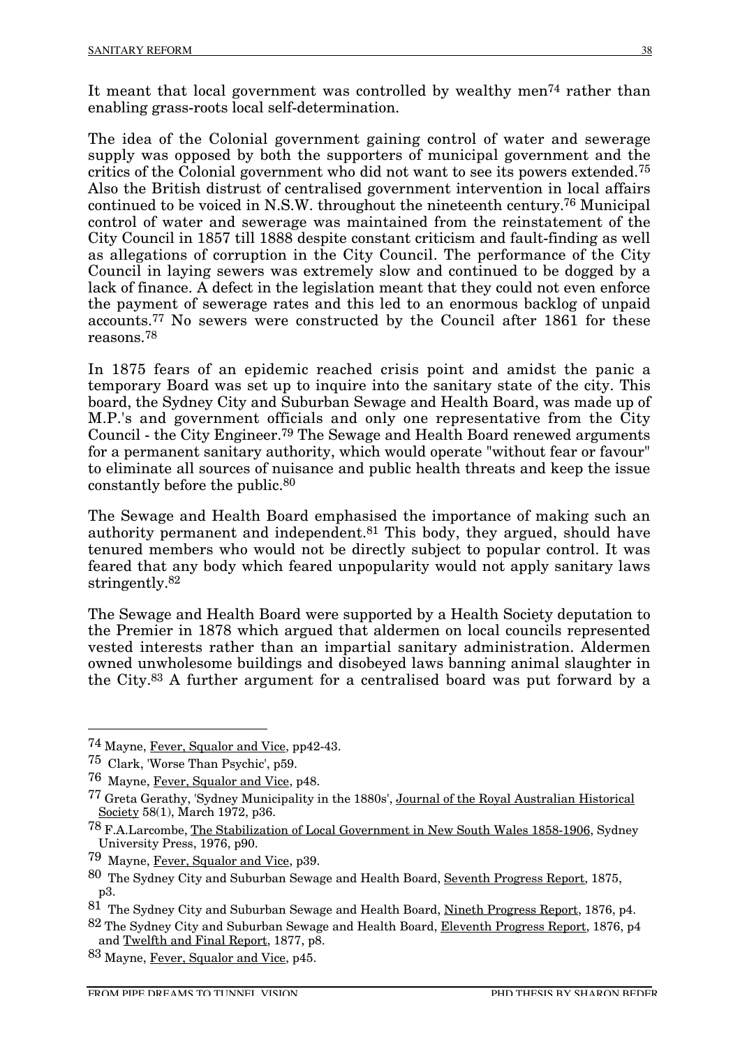It meant that local government was controlled by wealthy men[74] rather than enabling grass-roots local self-determination.

The idea of the Colonial government gaining control of water and sewerage supply was opposed by both the supporters of municipal government and the critics of the Colonial government who did not want to see its powers extended.[75] Also the British distrust of centralised government intervention in local affairs continued to be voiced in N.S.W. throughout the nineteenth century.[76] Municipal control of water and sewerage was maintained from the reinstatement of the City Council in 1857 till 1888 despite constant criticism and fault-finding as well as allegations of corruption in the City Council. The performance of the City Council in laying sewers was extremely slow and continued to be dogged by a lack of finance. A defect in the legislation meant that they could not even enforce the payment of sewerage rates and this led to an enormous backlog of unpaid accounts.[77] No sewers were constructed by the Council after 1861 for these reasons.[78]

In 1875 fears of an epidemic reached crisis point and amidst the panic a temporary Board was set up to inquire into the sanitary state of the city. This board, the Sydney City and Suburban Sewage and Health Board, was made up of M.P.'s and government officials and only one representative from the City Council - the City Engineer.[79] The Sewage and Health Board renewed arguments for a permanent sanitary authority, which would operate "without fear or favour" to eliminate all sources of nuisance and public health threats and keep the issue constantly before the public.[80]

The Sewage and Health Board emphasised the importance of making such an authority permanent and independent.[81] This body, they argued, should have tenured members who would not be directly subject to popular control. It was feared that any body which feared unpopularity would not apply sanitary laws stringently.[82]

The Sewage and Health Board were supported by a Health Society deputation to the Premier in 1878 which argued that aldermen on local councils represented vested interests rather than an impartial sanitary administration. Aldermen owned unwholesome buildings and disobeyed laws banning animal slaughter in the City.[83] A further argument for a centralised board was put forward by a

---

[74] Mayne, Fever, Squalor and Vice, pp42-43.

[75] Clark, 'Worse Than Psychic', p59.

[76] Mayne, Fever, Squalor and Vice, p48.

[77] Greta Gerathy, 'Sydney Municipality in the 1880s', Journal of the Royal Australian Historical Society 58(1), March 1972, p36.

[78] F.A.Larcombe, The Stabilization of Local Government in New South Wales 1858-1906, Sydney University Press, 1976, p90.

[79] Mayne, Fever, Squalor and Vice, p39.

[80] The Sydney City and Suburban Sewage and Health Board, Seventh Progress Report, 1875, p3.

[81] The Sydney City and Suburban Sewage and Health Board, Nineth Progress Report, 1876, p4.

[82] The Sydney City and Suburban Sewage and Health Board, Eleventh Progress Report, 1876, p4 and Twelfth and Final Report, 1877, p8.

[83] Mayne, Fever, Squalor and Vice, p45.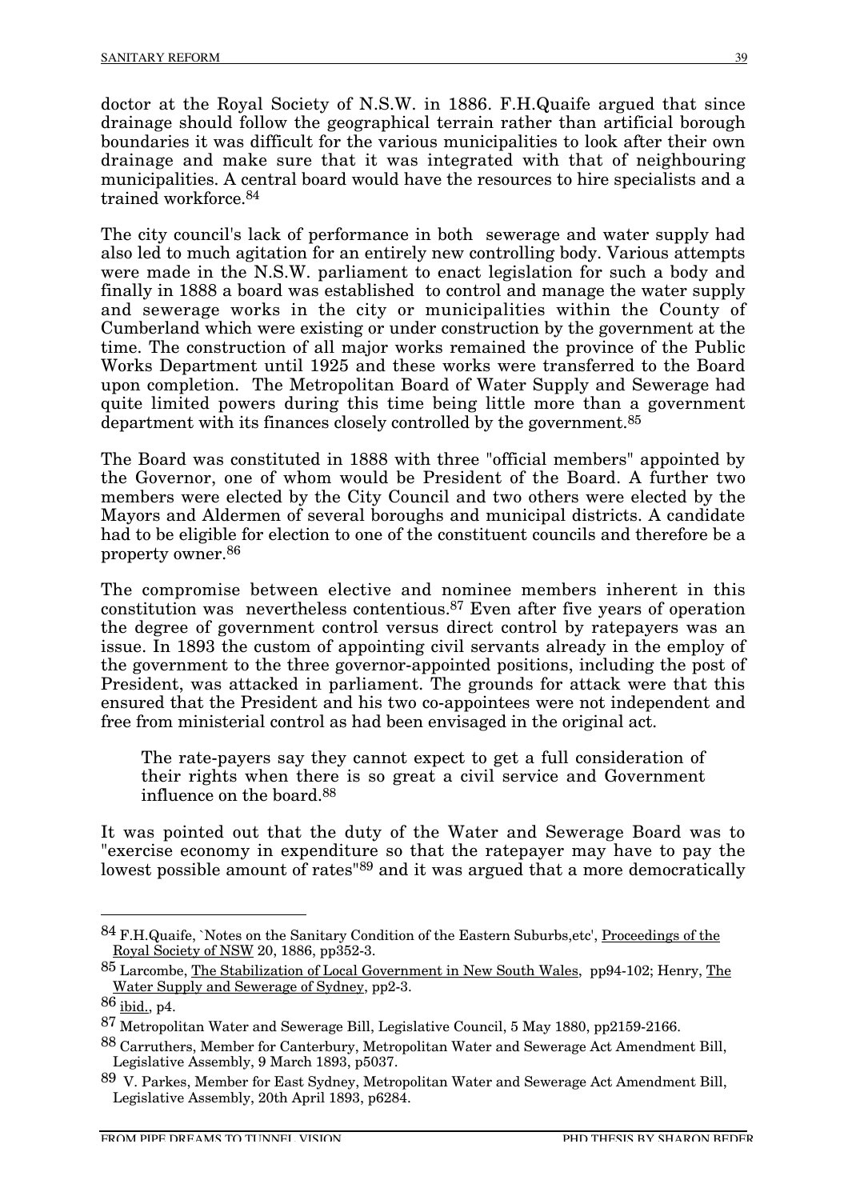doctor at the Royal Society of N.S.W. in 1886. F.H.Quaife argued that since drainage should follow the geographical terrain rather than artificial borough boundaries it was difficult for the various municipalities to look after their own drainage and make sure that it was integrated with that of neighbouring municipalities. A central board would have the resources to hire specialists and a trained workforce.[84]

The city council's lack of performance in both sewerage and water supply had also led to much agitation for an entirely new controlling body. Various attempts were made in the N.S.W. parliament to enact legislation for such a body and finally in 1888 a board was established to control and manage the water supply and sewerage works in the city or municipalities within the County of Cumberland which were existing or under construction by the government at the time. The construction of all major works remained the province of the Public Works Department until 1925 and these works were transferred to the Board upon completion. The Metropolitan Board of Water Supply and Sewerage had quite limited powers during this time being little more than a government department with its finances closely controlled by the government.[85]

The Board was constituted in 1888 with three "official members" appointed by the Governor, one of whom would be President of the Board. A further two members were elected by the City Council and two others were elected by the Mayors and Aldermen of several boroughs and municipal districts. A candidate had to be eligible for election to one of the constituent councils and therefore be a property owner.[86]

The compromise between elective and nominee members inherent in this constitution was nevertheless contentious.[87] Even after five years of operation the degree of government control versus direct control by ratepayers was an issue. In 1893 the custom of appointing civil servants already in the employ of the government to the three governor-appointed positions, including the post of President, was attacked in parliament. The grounds for attack were that this ensured that the President and his two co-appointees were not independent and free from ministerial control as had been envisaged in the original act.

> The rate-payers say they cannot expect to get a full consideration of their rights when there is so great a civil service and Government influence on the board.[88]

It was pointed out that the duty of the Water and Sewerage Board was to "exercise economy in expenditure so that the ratepayer may have to pay the lowest possible amount of rates"[89] and it was argued that a more democratically

---

[84] F.H.Quaife, `Notes on the Sanitary Condition of the Eastern Suburbs,etc', Proceedings of the Royal Society of NSW 20, 1886, pp352-3.

[85] Larcombe, The Stabilization of Local Government in New South Wales, pp94-102; Henry, The Water Supply and Sewerage of Sydney, pp2-3.

[86] ibid., p4.

[87] Metropolitan Water and Sewerage Bill, Legislative Council, 5 May 1880, pp2159-2166.

[88] Carruthers, Member for Canterbury, Metropolitan Water and Sewerage Act Amendment Bill, Legislative Assembly, 9 March 1893, p5037.

[89] V. Parkes, Member for East Sydney, Metropolitan Water and Sewerage Act Amendment Bill, Legislative Assembly, 20th April 1893, p6284.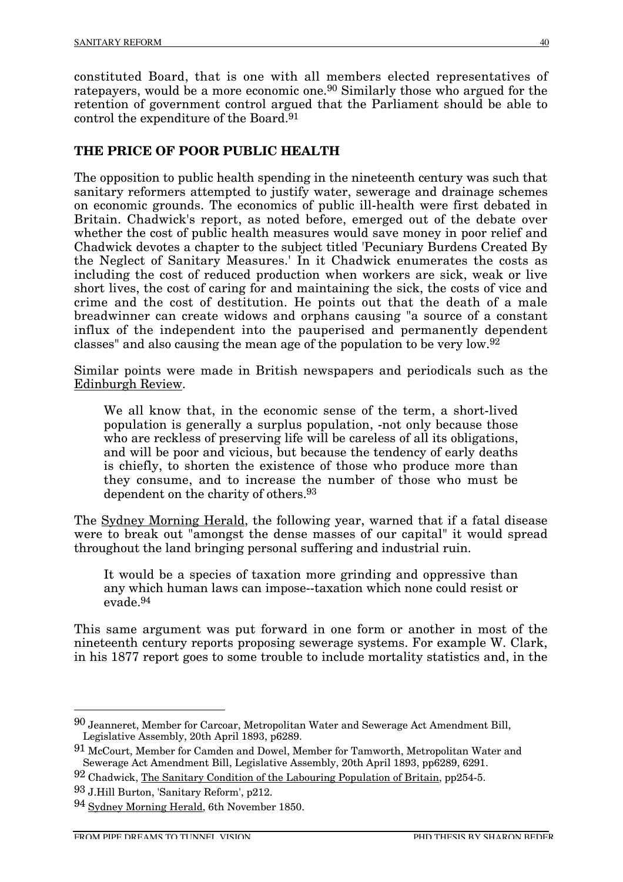constituted Board, that is one with all members elected representatives of ratepayers, would be a more economic one.[90] Similarly those who argued for the retention of government control argued that the Parliament should be able to control the expenditure of the Board.[91]

## THE PRICE OF POOR PUBLIC HEALTH

The opposition to public health spending in the nineteenth century was such that sanitary reformers attempted to justify water, sewerage and drainage schemes on economic grounds. The economics of public ill-health were first debated in Britain. Chadwick's report, as noted before, emerged out of the debate over whether the cost of public health measures would save money in poor relief and Chadwick devotes a chapter to the subject titled 'Pecuniary Burdens Created By the Neglect of Sanitary Measures.' In it Chadwick enumerates the costs as including the cost of reduced production when workers are sick, weak or live short lives, the cost of caring for and maintaining the sick, the costs of vice and crime and the cost of destitution. He points out that the death of a male breadwinner can create widows and orphans causing "a source of a constant influx of the independent into the pauperised and permanently dependent classes" and also causing the mean age of the population to be very low.[92]

Similar points were made in British newspapers and periodicals such as the Edinburgh Review.

> We all know that, in the economic sense of the term, a short-lived population is generally a surplus population, -not only because those who are reckless of preserving life will be careless of all its obligations, and will be poor and vicious, but because the tendency of early deaths is chiefly, to shorten the existence of those who produce more than they consume, and to increase the number of those who must be dependent on the charity of others.[93]

The Sydney Morning Herald, the following year, warned that if a fatal disease were to break out "amongst the dense masses of our capital" it would spread throughout the land bringing personal suffering and industrial ruin.

> It would be a species of taxation more grinding and oppressive than any which human laws can impose--taxation which none could resist or evade.[94]

This same argument was put forward in one form or another in most of the nineteenth century reports proposing sewerage systems. For example W. Clark, in his 1877 report goes to some trouble to include mortality statistics and, in the

---

[90] Jeanneret, Member for Carcoar, Metropolitan Water and Sewerage Act Amendment Bill, Legislative Assembly, 20th April 1893, p6289.

[91] McCourt, Member for Camden and Dowel, Member for Tamworth, Metropolitan Water and Sewerage Act Amendment Bill, Legislative Assembly, 20th April 1893, pp6289, 6291.

[92] Chadwick, The Sanitary Condition of the Labouring Population of Britain, pp254-5.

[93] J.Hill Burton, 'Sanitary Reform', p212.

[94] Sydney Morning Herald, 6th November 1850.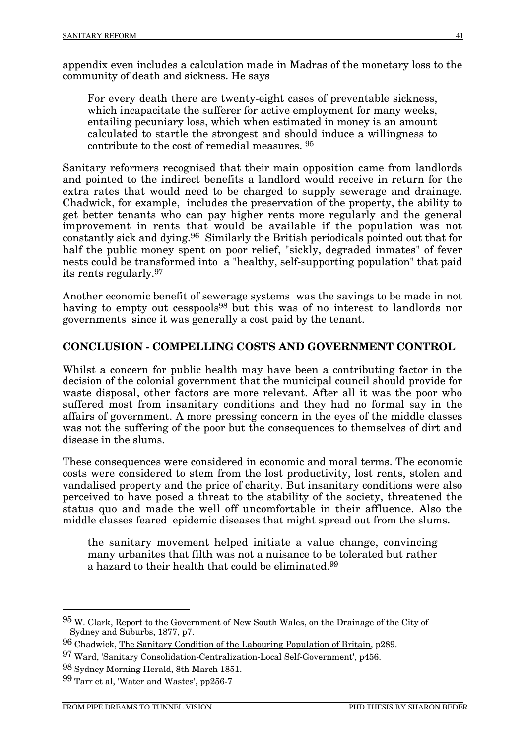appendix even includes a calculation made in Madras of the monetary loss to the community of death and sickness. He says

> For every death there are twenty-eight cases of preventable sickness, which incapacitate the sufferer for active employment for many weeks, entailing pecuniary loss, which when estimated in money is an amount calculated to startle the strongest and should induce a willingness to contribute to the cost of remedial measures. [95]

Sanitary reformers recognised that their main opposition came from landlords and pointed to the indirect benefits a landlord would receive in return for the extra rates that would need to be charged to supply sewerage and drainage. Chadwick, for example, includes the preservation of the property, the ability to get better tenants who can pay higher rents more regularly and the general improvement in rents that would be available if the population was not constantly sick and dying.[96] Similarly the British periodicals pointed out that for half the public money spent on poor relief, "sickly, degraded inmates" of fever nests could be transformed into a "healthy, self-supporting population" that paid its rents regularly.[97]

Another economic benefit of sewerage systems was the savings to be made in not having to empty out cesspools[98] but this was of no interest to landlords nor governments since it was generally a cost paid by the tenant.

## CONCLUSION - COMPELLING COSTS AND GOVERNMENT CONTROL

Whilst a concern for public health may have been a contributing factor in the decision of the colonial government that the municipal council should provide for waste disposal, other factors are more relevant. After all it was the poor who suffered most from insanitary conditions and they had no formal say in the affairs of government. A more pressing concern in the eyes of the middle classes was not the suffering of the poor but the consequences to themselves of dirt and disease in the slums.

These consequences were considered in economic and moral terms. The economic costs were considered to stem from the lost productivity, lost rents, stolen and vandalised property and the price of charity. But insanitary conditions were also perceived to have posed a threat to the stability of the society, threatened the status quo and made the well off uncomfortable in their affluence. Also the middle classes feared epidemic diseases that might spread out from the slums.

> the sanitary movement helped initiate a value change, convincing many urbanites that filth was not a nuisance to be tolerated but rather a hazard to their health that could be eliminated.[99]

---

[95] W. Clark, Report to the Government of New South Wales, on the Drainage of the City of Sydney and Suburbs, 1877, p7.

[96] Chadwick, The Sanitary Condition of the Labouring Population of Britain, p289.

[97] Ward, 'Sanitary Consolidation-Centralization-Local Self-Government', p456.

[98] Sydney Morning Herald, 8th March 1851.

[99] Tarr et al, 'Water and Wastes', pp256-7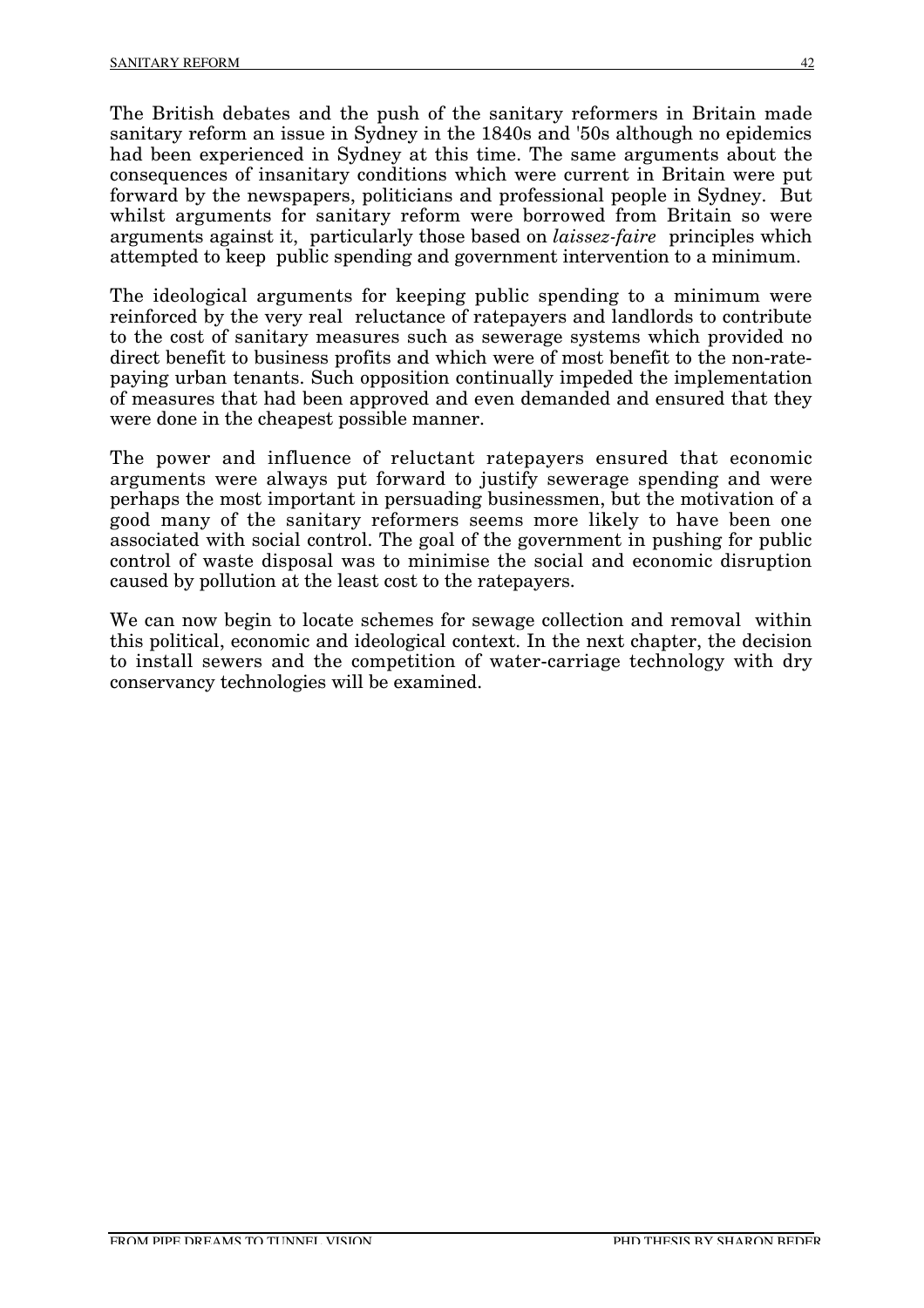The British debates and the push of the sanitary reformers in Britain made sanitary reform an issue in Sydney in the 1840s and '50s although no epidemics had been experienced in Sydney at this time. The same arguments about the consequences of insanitary conditions which were current in Britain were put forward by the newspapers, politicians and professional people in Sydney. But whilst arguments for sanitary reform were borrowed from Britain so were arguments against it, particularly those based on *laissez-faire* principles which attempted to keep public spending and government intervention to a minimum.

The ideological arguments for keeping public spending to a minimum were reinforced by the very real reluctance of ratepayers and landlords to contribute to the cost of sanitary measures such as sewerage systems which provided no direct benefit to business profits and which were of most benefit to the non-rate-paying urban tenants. Such opposition continually impeded the implementation of measures that had been approved and even demanded and ensured that they were done in the cheapest possible manner.

The power and influence of reluctant ratepayers ensured that economic arguments were always put forward to justify sewerage spending and were perhaps the most important in persuading businessmen, but the motivation of a good many of the sanitary reformers seems more likely to have been one associated with social control. The goal of the government in pushing for public control of waste disposal was to minimise the social and economic disruption caused by pollution at the least cost to the ratepayers.

We can now begin to locate schemes for sewage collection and removal within this political, economic and ideological context. In the next chapter, the decision to install sewers and the competition of water-carriage technology with dry conservancy technologies will be examined.